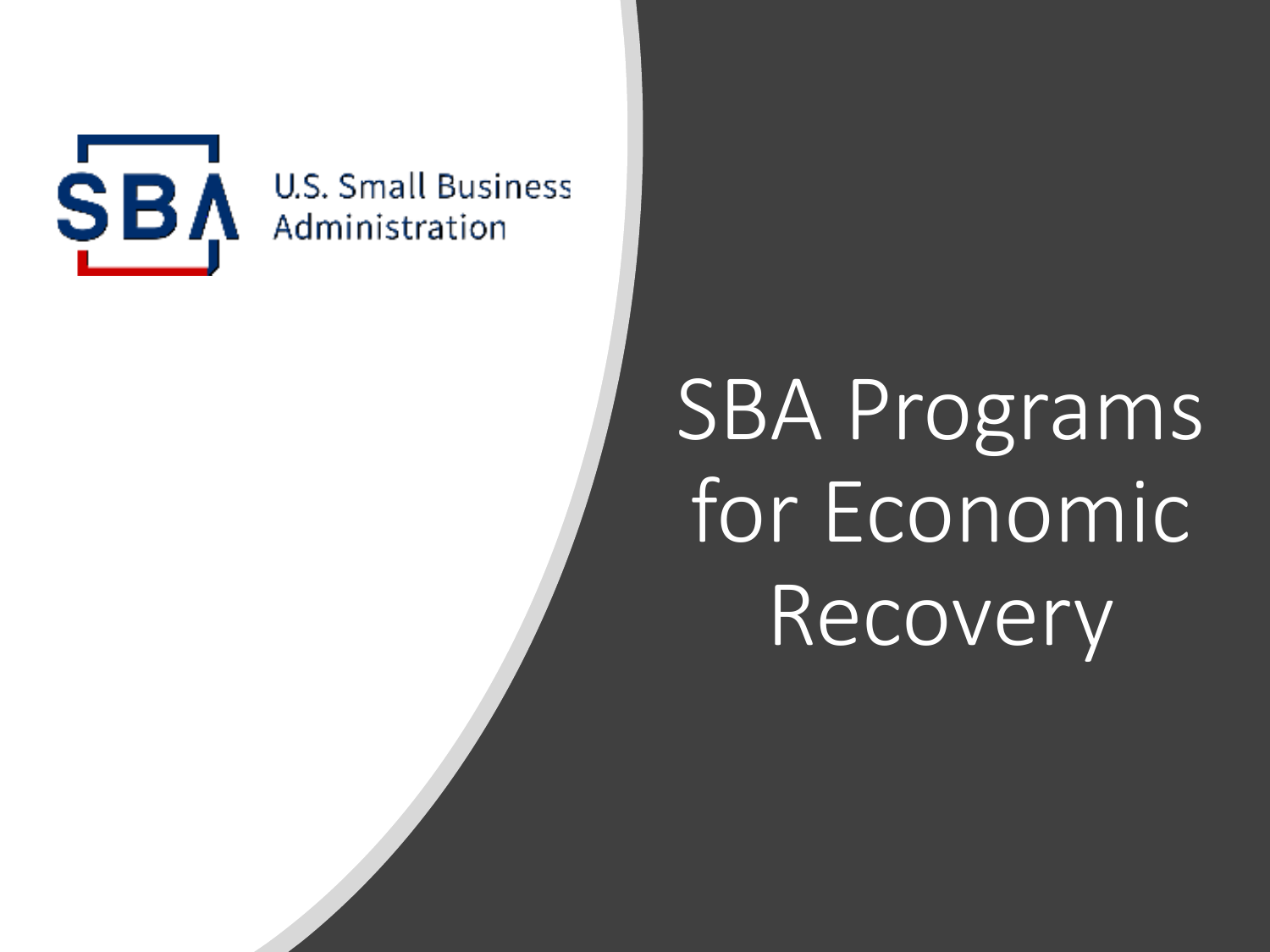U.S. Small Business Administration

# SBA Programs for Economic Recovery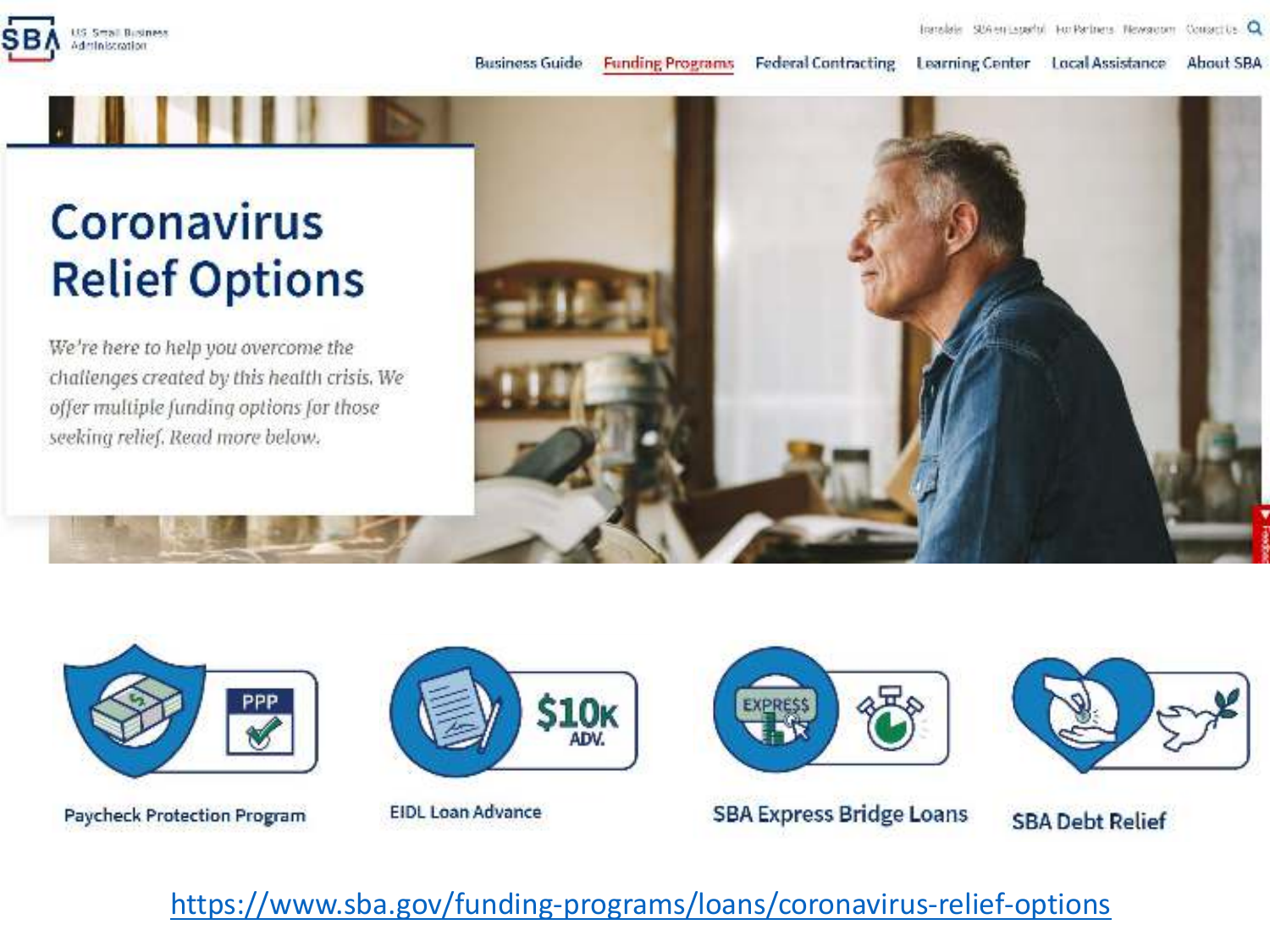SBA U.S. Small Business Administration

Translate | SBA en Español | For Partners | Newsroom | Contact Us

Business Guide | Funding Programs | Federal Contracting | Learning Center | Local Assistance | About SBA

# Coronavirus Relief Options

*We're here to help you overcome the challenges created by this health crisis. We offer multiple funding options for those seeking relief. Read more below.*

- Paycheck Protection Program
- EIDL Loan Advance
- SBA Express Bridge Loans
- SBA Debt Relief

https://www.sba.gov/funding-programs/loans/coronavirus-relief-options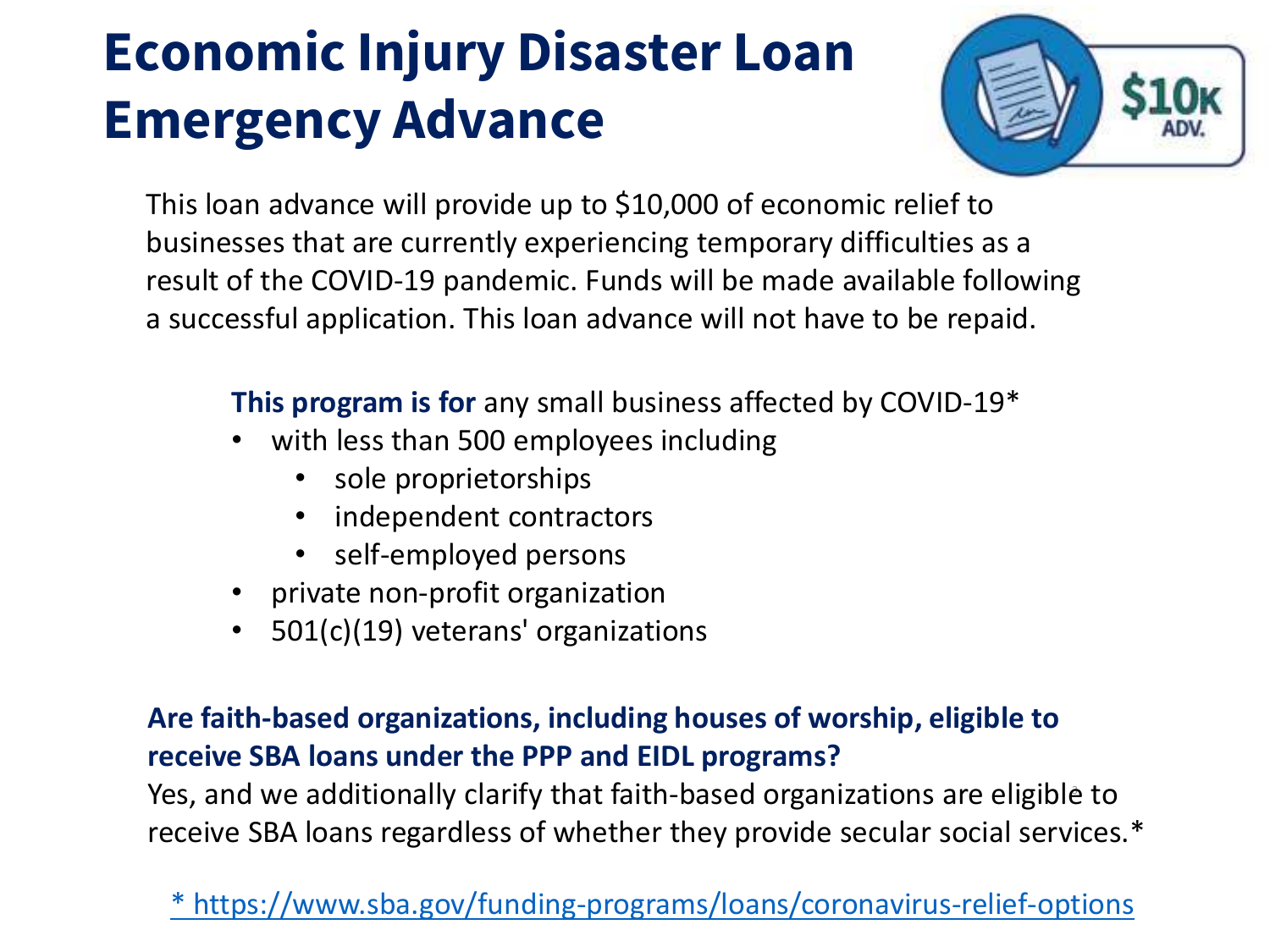# Economic Injury Disaster Loan Emergency Advance

This loan advance will provide up to $10,000 of economic relief to businesses that are currently experiencing temporary difficulties as a result of the COVID-19 pandemic. Funds will be made available following a successful application. This loan advance will not have to be repaid.

**This program is for** any small business affected by COVID-19*

- with less than 500 employees including
  - sole proprietorships
  - independent contractors
  - self-employed persons
- private non-profit organization
- 501(c)(19) veterans' organizations

**Are faith-based organizations, including houses of worship, eligible to receive SBA loans under the PPP and EIDL programs?**

Yes, and we additionally clarify that faith-based organizations are eligible to receive SBA loans regardless of whether they provide secular social services.*

[* https://www.sba.gov/funding-programs/loans/coronavirus-relief-options](https://www.sba.gov/funding-programs/loans/coronavirus-relief-options)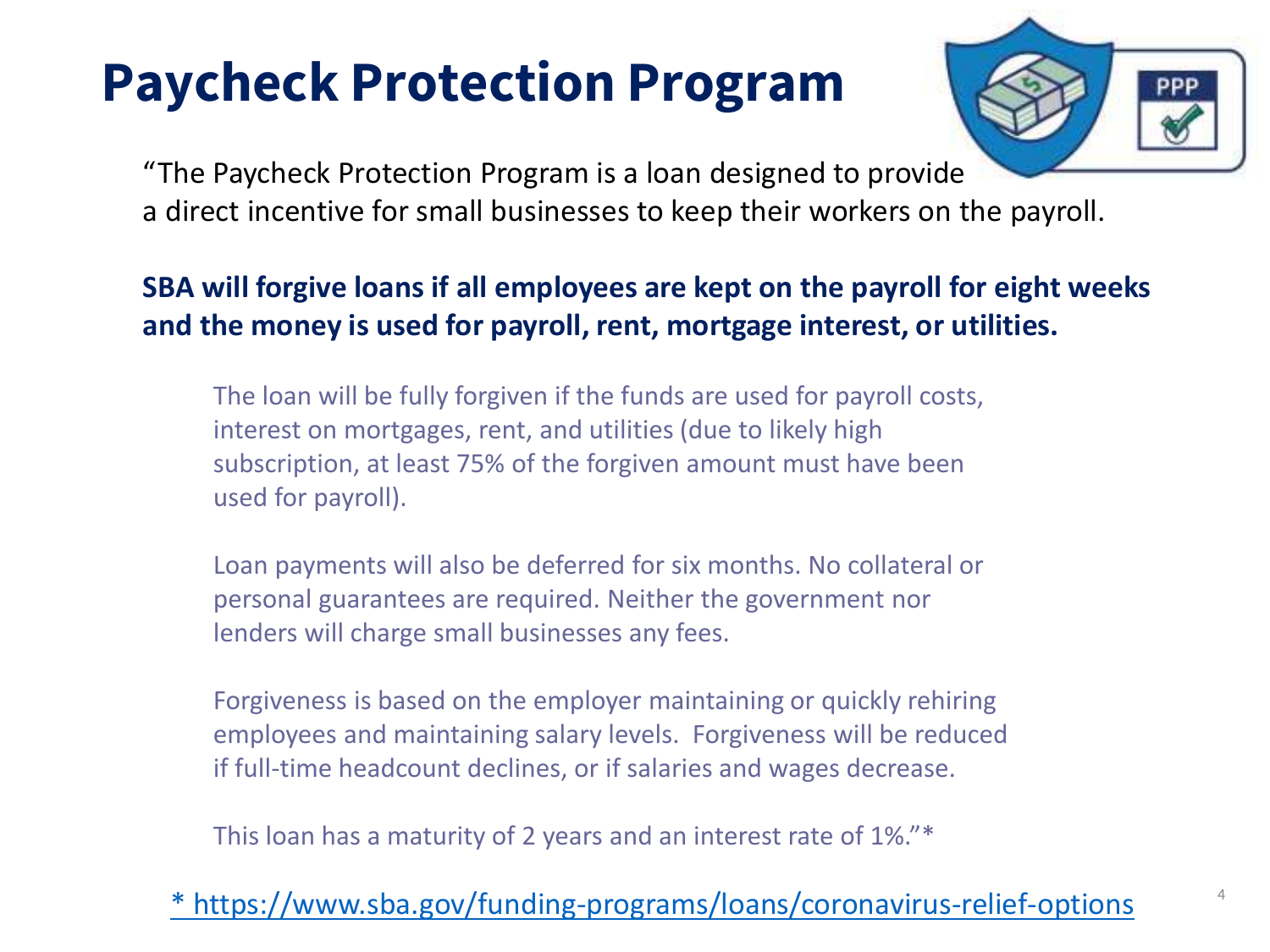# Paycheck Protection Program

"The Paycheck Protection Program is a loan designed to provide a direct incentive for small businesses to keep their workers on the payroll.

**SBA will forgive loans if all employees are kept on the payroll for eight weeks and the money is used for payroll, rent, mortgage interest, or utilities.**

The loan will be fully forgiven if the funds are used for payroll costs, interest on mortgages, rent, and utilities (due to likely high subscription, at least 75% of the forgiven amount must have been used for payroll).

Loan payments will also be deferred for six months. No collateral or personal guarantees are required. Neither the government nor lenders will charge small businesses any fees.

Forgiveness is based on the employer maintaining or quickly rehiring employees and maintaining salary levels. Forgiveness will be reduced if full-time headcount declines, or if salaries and wages decrease.

This loan has a maturity of 2 years and an interest rate of 1%."*

[* https://www.sba.gov/funding-programs/loans/coronavirus-relief-options](https://www.sba.gov/funding-programs/loans/coronavirus-relief-options)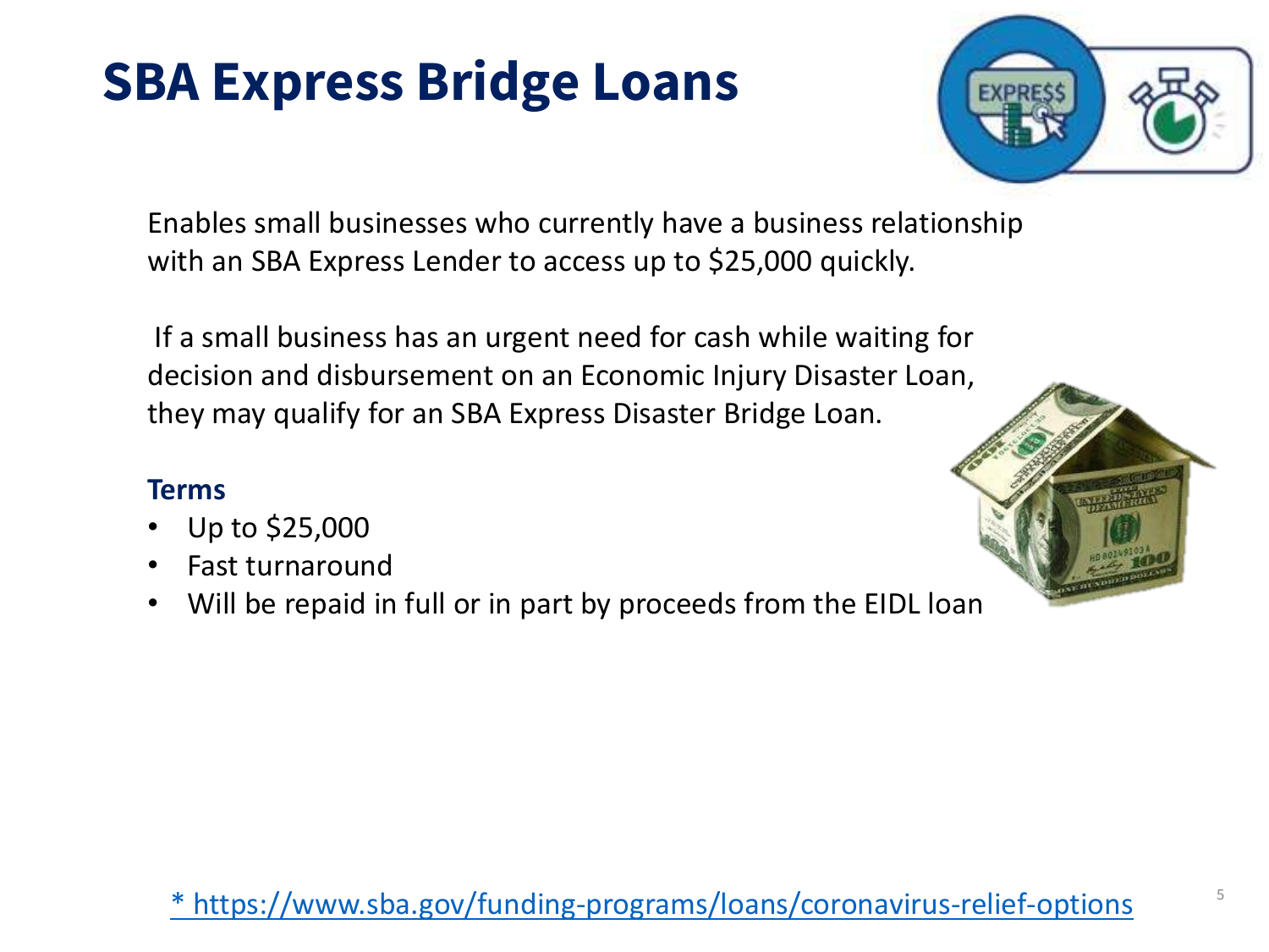# SBA Express Bridge Loans

Enables small businesses who currently have a business relationship with an SBA Express Lender to access up to $25,000 quickly.

If a small business has an urgent need for cash while waiting for decision and disbursement on an Economic Injury Disaster Loan, they may qualify for an SBA Express Disaster Bridge Loan.

**Terms**

- Up to $25,000
- Fast turnaround
- Will be repaid in full or in part by proceeds from the EIDL loan

* https://www.sba.gov/funding-programs/loans/coronavirus-relief-options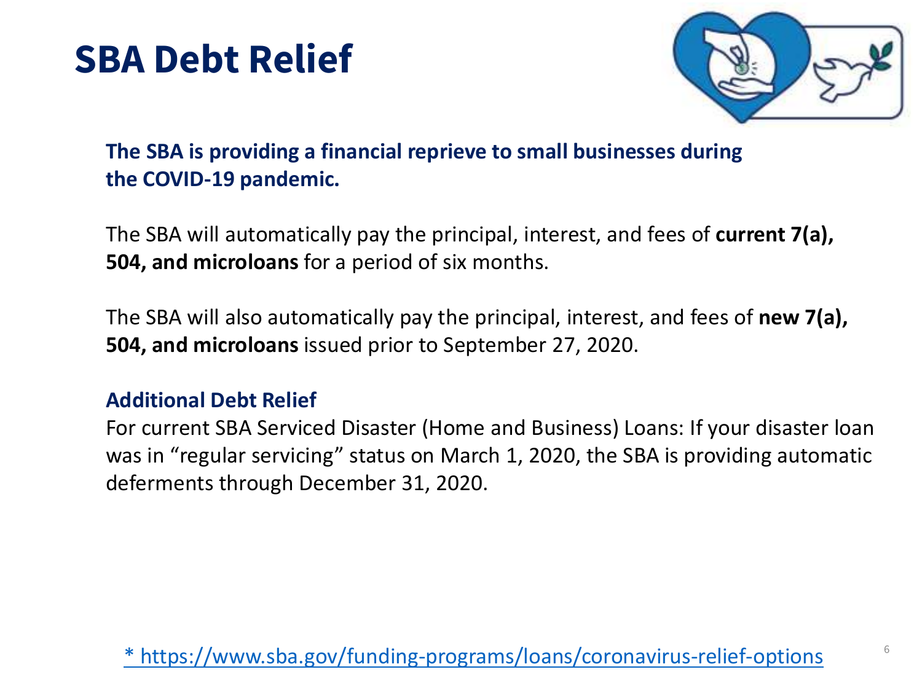# SBA Debt Relief

**The SBA is providing a financial reprieve to small businesses during the COVID-19 pandemic.**

The SBA will automatically pay the principal, interest, and fees of **current 7(a), 504, and microloans** for a period of six months.

The SBA will also automatically pay the principal, interest, and fees of **new 7(a), 504, and microloans** issued prior to September 27, 2020.

**Additional Debt Relief**

For current SBA Serviced Disaster (Home and Business) Loans: If your disaster loan was in "regular servicing" status on March 1, 2020, the SBA is providing automatic deferments through December 31, 2020.

* https://www.sba.gov/funding-programs/loans/coronavirus-relief-options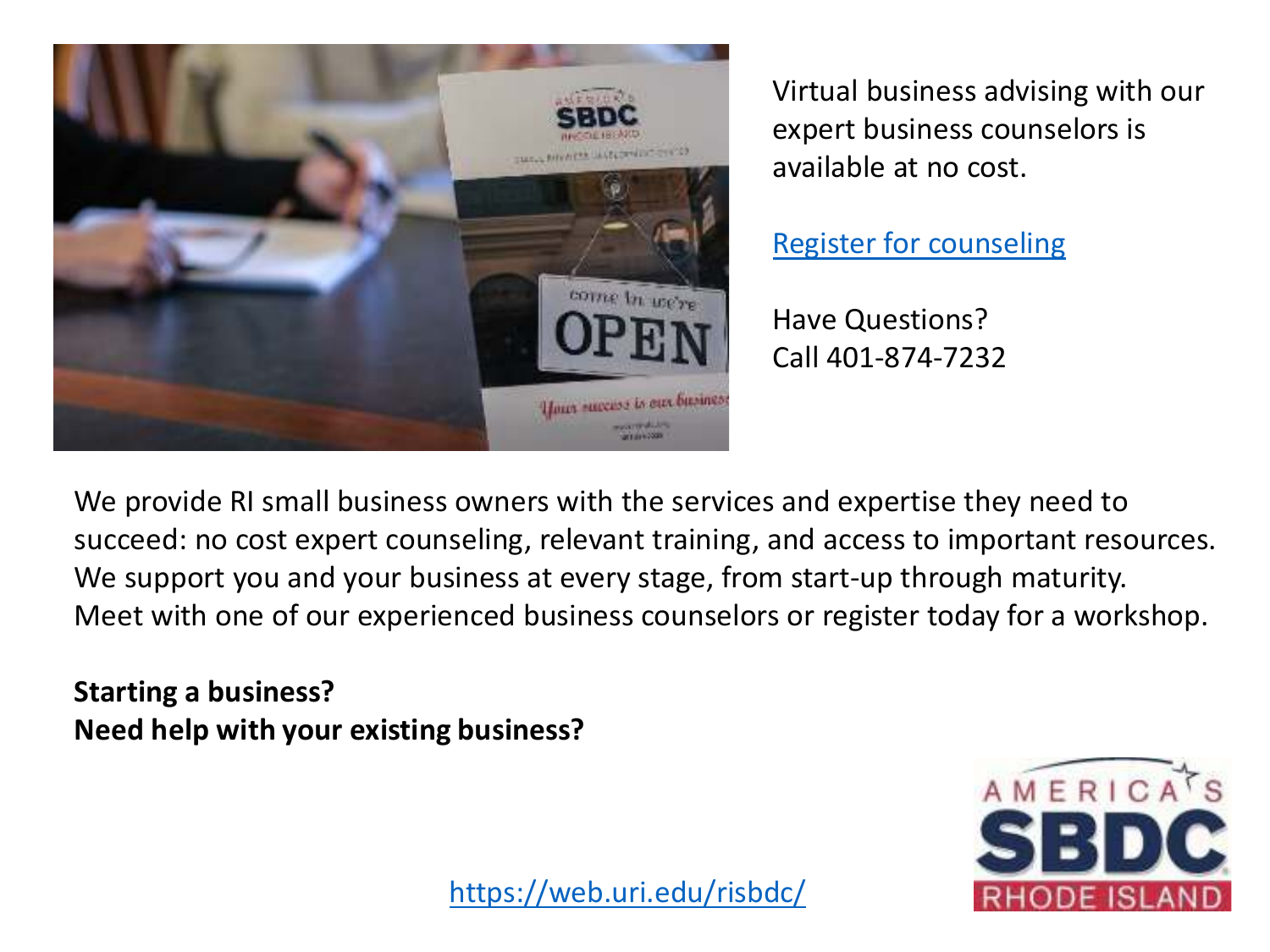Virtual business advising with our expert business counselors is available at no cost.

[Register for counseling]

Have Questions?
Call 401-874-7232

We provide RI small business owners with the services and expertise they need to succeed: no cost expert counseling, relevant training, and access to important resources. We support you and your business at every stage, from start-up through maturity. Meet with one of our experienced business counselors or register today for a workshop.

**Starting a business?**
**Need help with your existing business?**

https://web.uri.edu/risbdc/

AMERICA'S SBDC RHODE ISLAND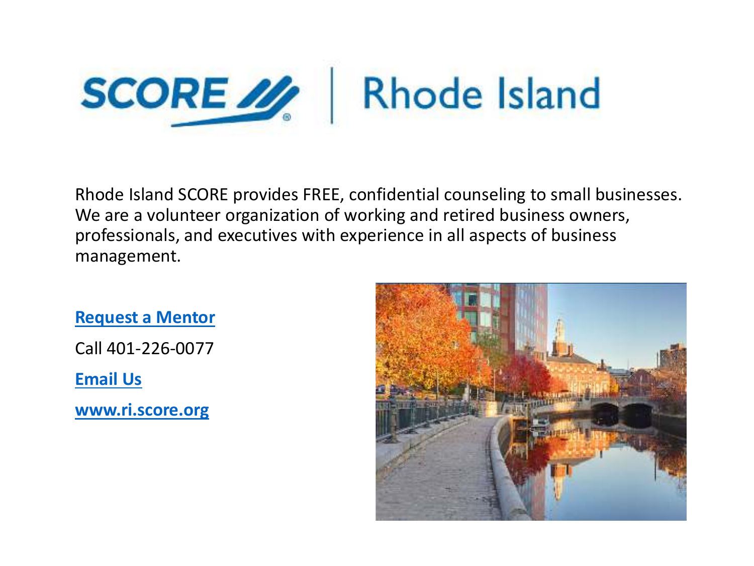# SCORE | Rhode Island

Rhode Island SCORE provides FREE, confidential counseling to small businesses. We are a volunteer organization of working and retired business owners, professionals, and executives with experience in all aspects of business management.

**Request a Mentor**

Call 401-226-0077

**Email Us**

**www.ri.score.org**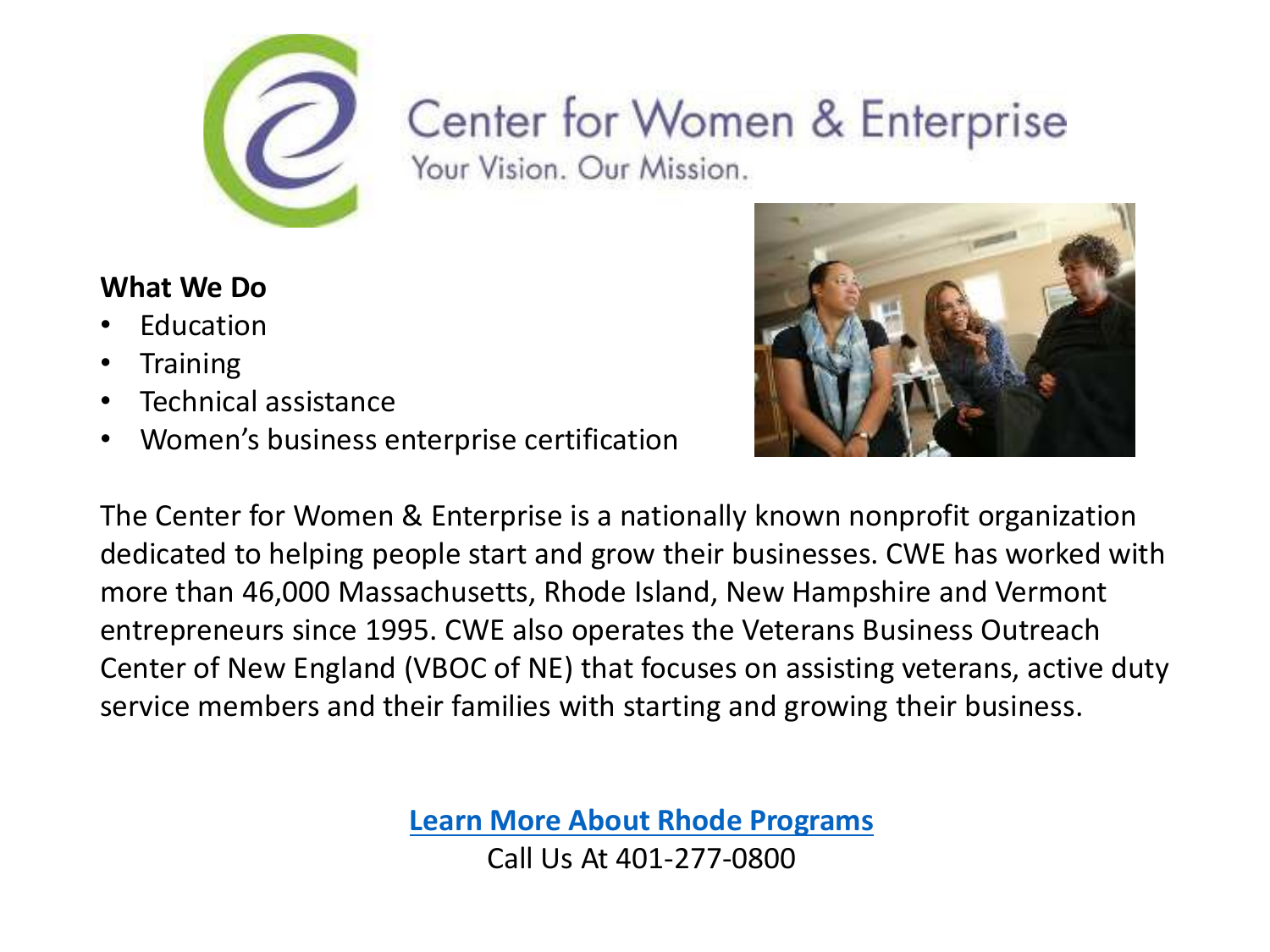# Center for Women & Enterprise

Your Vision. Our Mission.

**What We Do**

- Education
- Training
- Technical assistance
- Women's business enterprise certification

The Center for Women & Enterprise is a nationally known nonprofit organization dedicated to helping people start and grow their businesses. CWE has worked with more than 46,000 Massachusetts, Rhode Island, New Hampshire and Vermont entrepreneurs since 1995. CWE also operates the Veterans Business Outreach Center of New England (VBOC of NE) that focuses on assisting veterans, active duty service members and their families with starting and growing their business.

**Learn More About Rhode Programs**

Call Us At 401-277-0800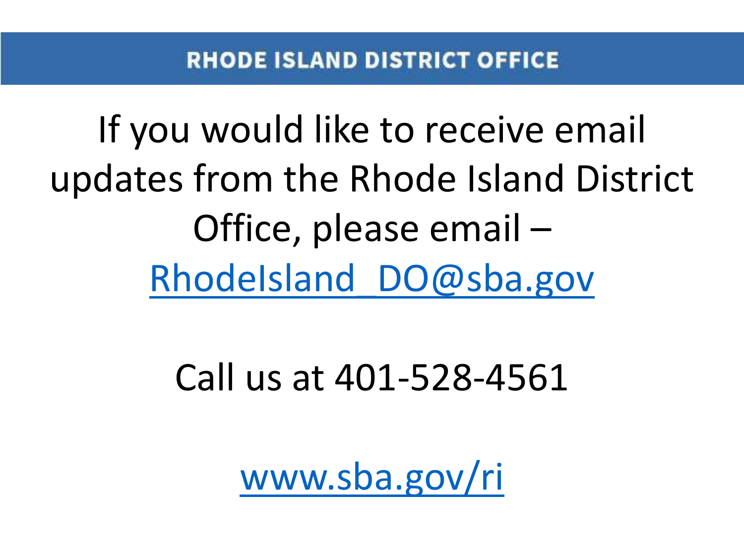## RHODE ISLAND DISTRICT OFFICE

If you would like to receive email updates from the Rhode Island District Office, please email – RhodeIsland_DO@sba.gov

Call us at 401-528-4561

www.sba.gov/ri